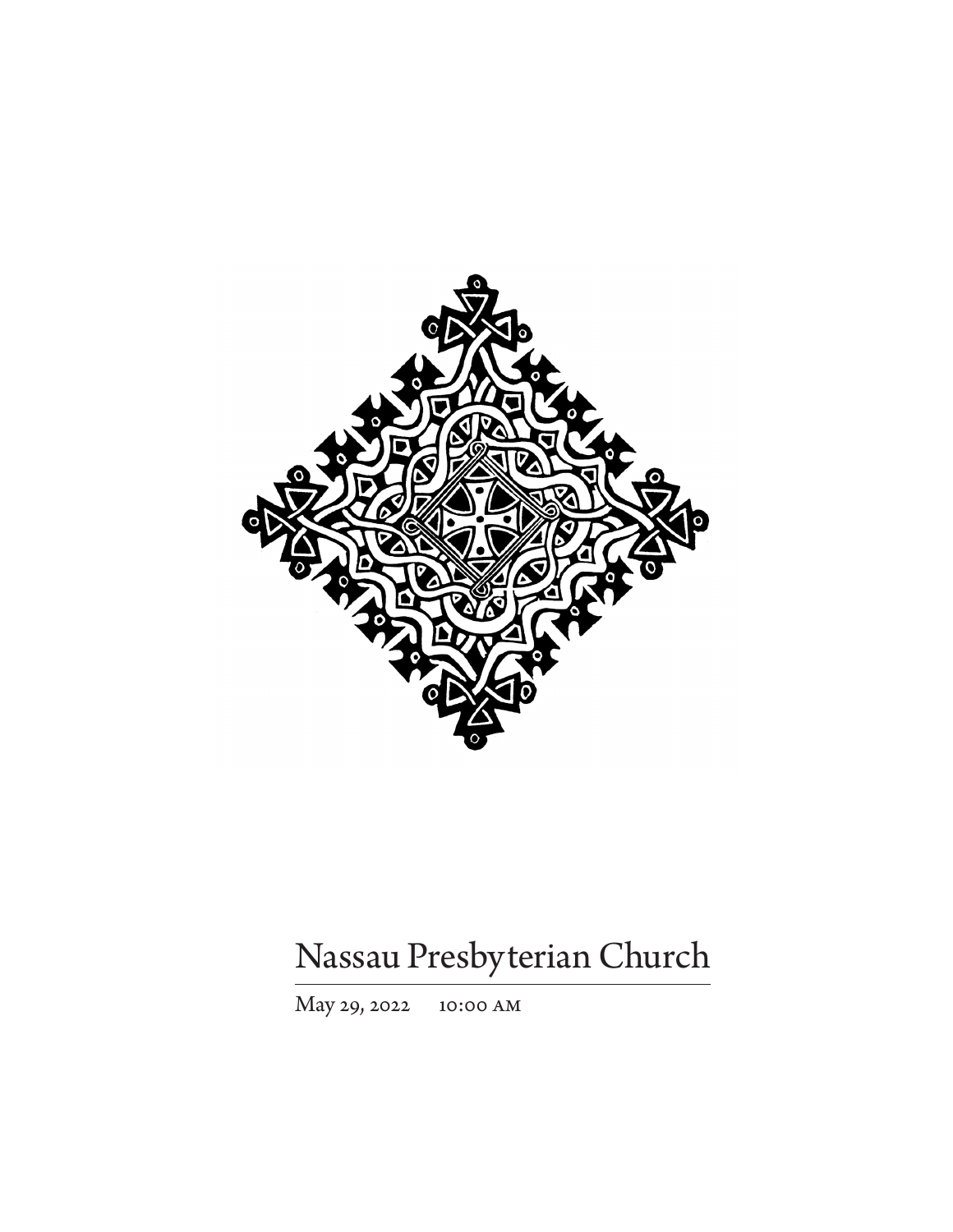# Nassau Presbyterian Church

May 29, 2022 10:00 AM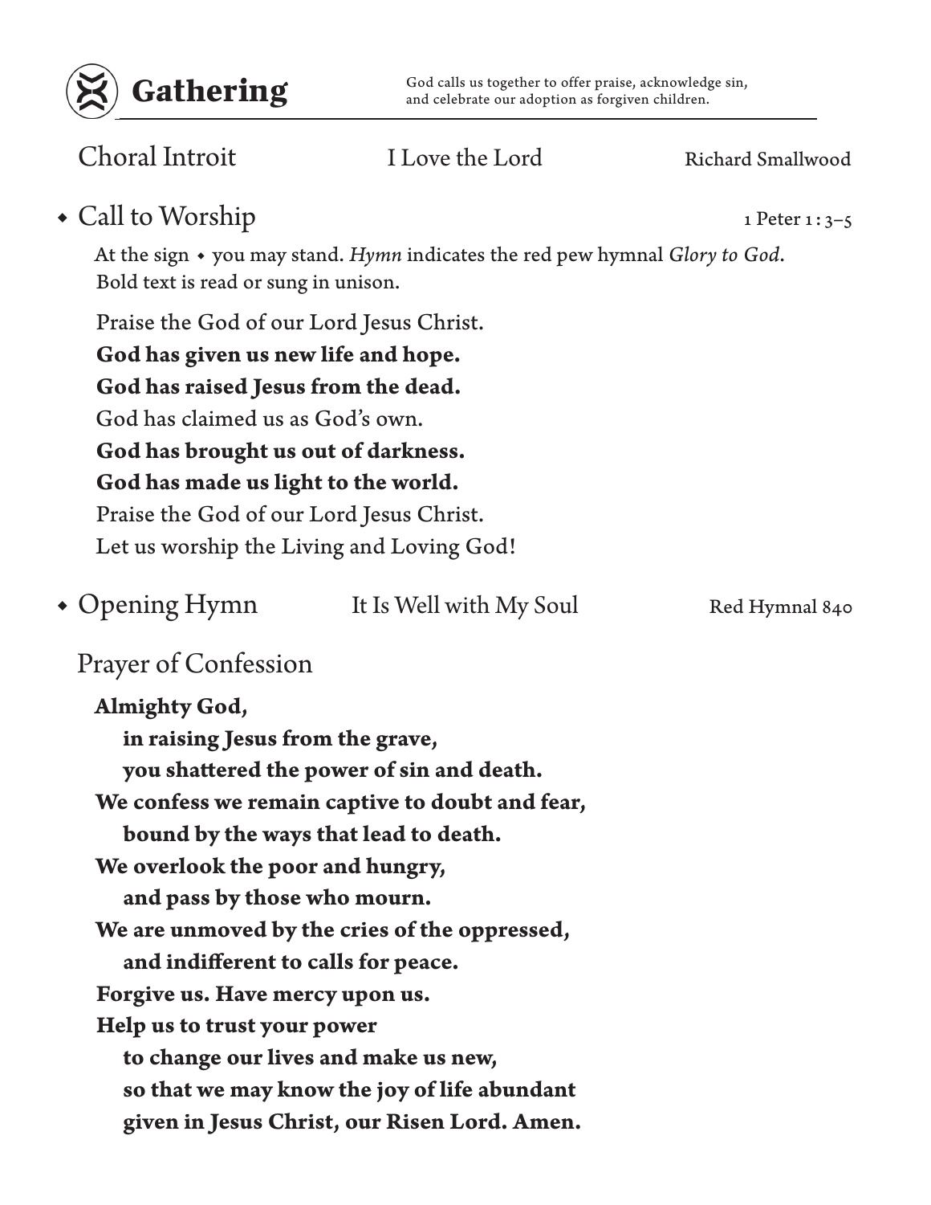# Gathering

God calls us together to offer praise, acknowledge sin, and celebrate our adoption as forgiven children.

## Choral Introit — I Love the Lord — Richard Smallwood

## ◆ Call to Worship — 1 Peter 1 : 3–5

At the sign ◆ you may stand. *Hymn* indicates the red pew hymnal *Glory to God*. Bold text is read or sung in unison.

Praise the God of our Lord Jesus Christ.
**God has given us new life and hope.**
**God has raised Jesus from the dead.**
God has claimed us as God's own.
**God has brought us out of darkness.**
**God has made us light to the world.**
Praise the God of our Lord Jesus Christ.
Let us worship the Living and Loving God!

## ◆ Opening Hymn — It Is Well with My Soul — Red Hymnal 840

## Prayer of Confession

**Almighty God,**
**in raising Jesus from the grave,**
**you shattered the power of sin and death.**
**We confess we remain captive to doubt and fear,**
**bound by the ways that lead to death.**
**We overlook the poor and hungry,**
**and pass by those who mourn.**
**We are unmoved by the cries of the oppressed,**
**and indifferent to calls for peace.**
**Forgive us. Have mercy upon us.**
**Help us to trust your power**
**to change our lives and make us new,**
**so that we may know the joy of life abundant**
**given in Jesus Christ, our Risen Lord. Amen.**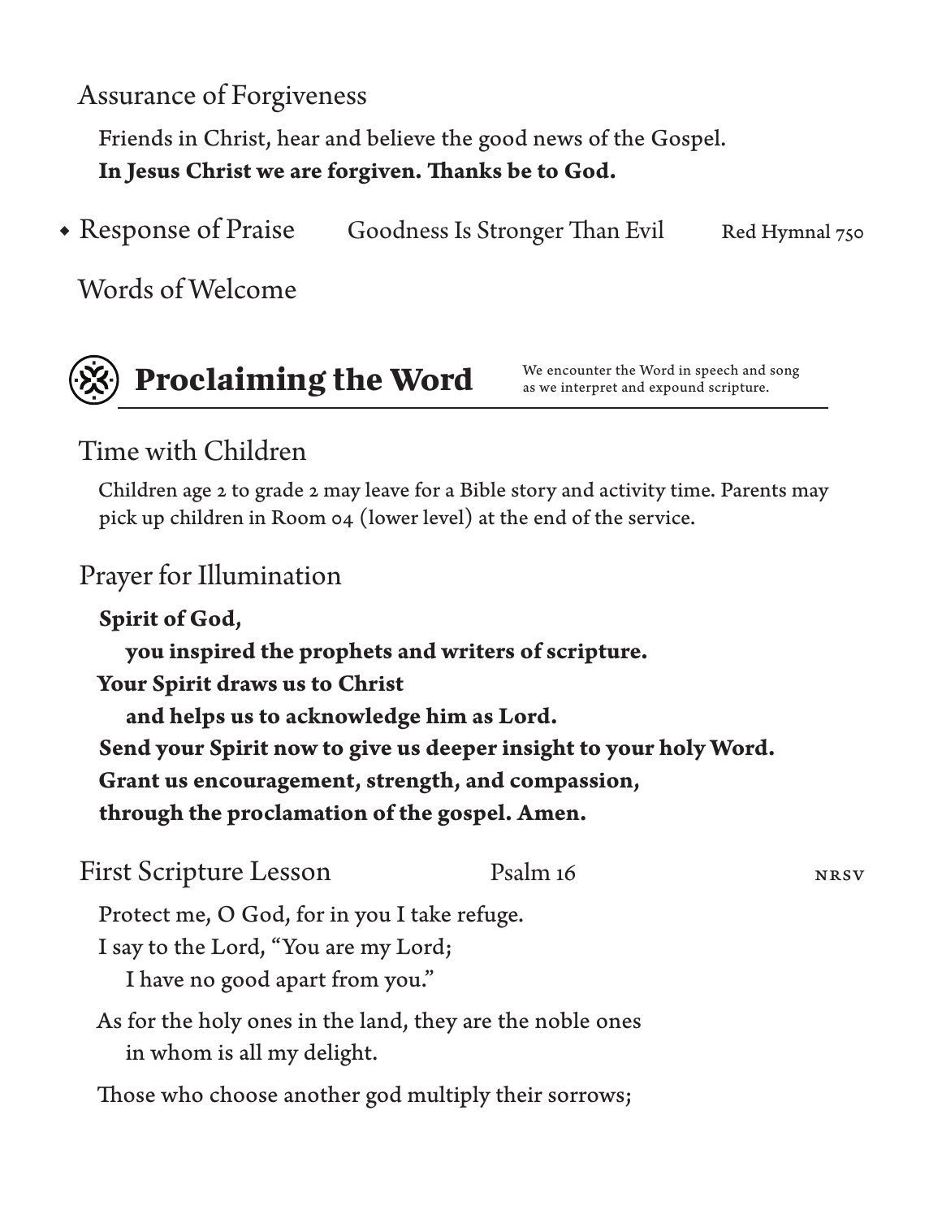### Assurance of Forgiveness

Friends in Christ, hear and believe the good news of the Gospel.
**In Jesus Christ we are forgiven. Thanks be to God.**

### ◆ Response of Praise — Goodness Is Stronger Than Evil — Red Hymnal 750

### Words of Welcome

## Proclaiming the Word

We encounter the Word in speech and song as we interpret and expound scripture.

### Time with Children

Children age 2 to grade 2 may leave for a Bible story and activity time. Parents may pick up children in Room 04 (lower level) at the end of the service.

### Prayer for Illumination

**Spirit of God,**
**you inspired the prophets and writers of scripture.**
**Your Spirit draws us to Christ**
**and helps us to acknowledge him as Lord.**
**Send your Spirit now to give us deeper insight to your holy Word.**
**Grant us encouragement, strength, and compassion,**
**through the proclamation of the gospel. Amen.**

### First Scripture Lesson — Psalm 16 — NRSV

Protect me, O God, for in you I take refuge.
I say to the Lord, "You are my Lord;
I have no good apart from you."

As for the holy ones in the land, they are the noble ones
in whom is all my delight.

Those who choose another god multiply their sorrows;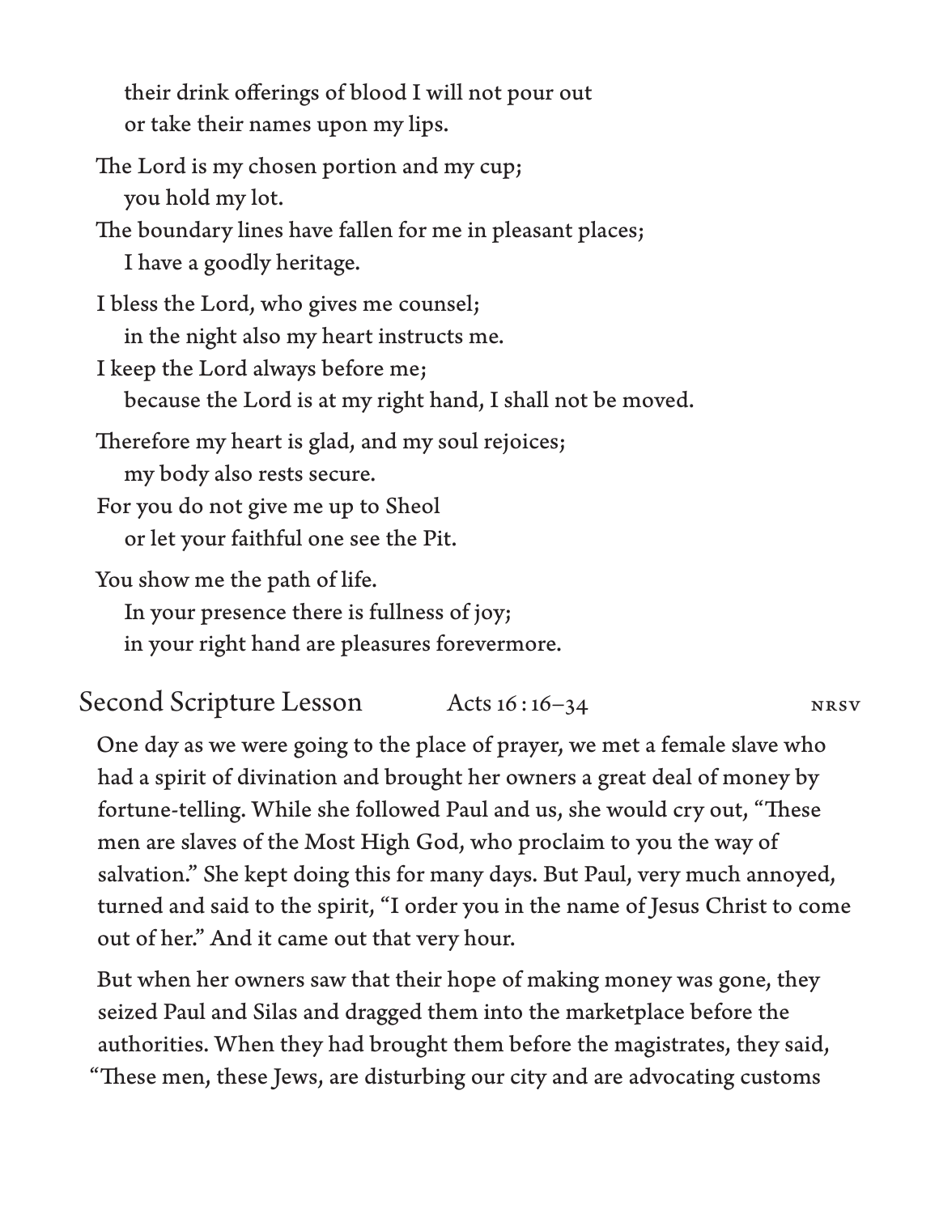their drink offerings of blood I will not pour out
or take their names upon my lips.

The Lord is my chosen portion and my cup;
you hold my lot.
The boundary lines have fallen for me in pleasant places;
I have a goodly heritage.

I bless the Lord, who gives me counsel;
in the night also my heart instructs me.
I keep the Lord always before me;
because the Lord is at my right hand, I shall not be moved.

Therefore my heart is glad, and my soul rejoices;
my body also rests secure.
For you do not give me up to Sheol
or let your faithful one see the Pit.

You show me the path of life.
In your presence there is fullness of joy;
in your right hand are pleasures forevermore.

## Second Scripture Lesson — Acts 16:16–34 — NRSV

One day as we were going to the place of prayer, we met a female slave who had a spirit of divination and brought her owners a great deal of money by fortune-telling. While she followed Paul and us, she would cry out, "These men are slaves of the Most High God, who proclaim to you the way of salvation." She kept doing this for many days. But Paul, very much annoyed, turned and said to the spirit, "I order you in the name of Jesus Christ to come out of her." And it came out that very hour.

But when her owners saw that their hope of making money was gone, they seized Paul and Silas and dragged them into the marketplace before the authorities. When they had brought them before the magistrates, they said, "These men, these Jews, are disturbing our city and are advocating customs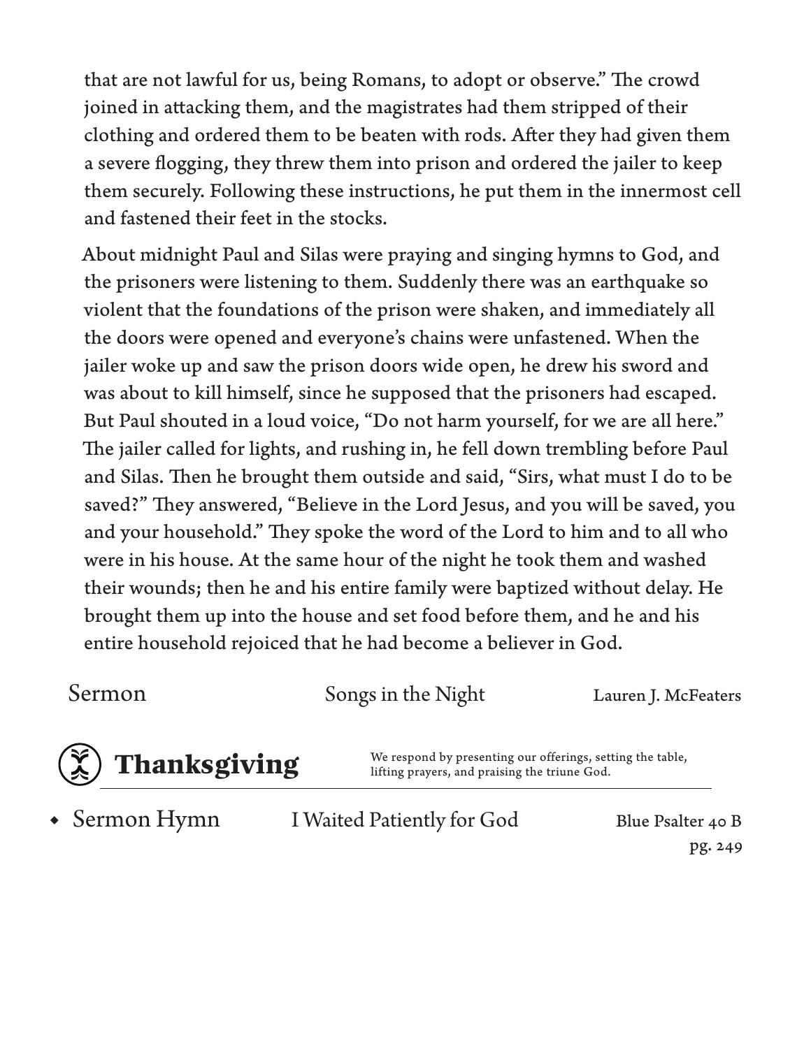that are not lawful for us, being Romans, to adopt or observe." The crowd joined in attacking them, and the magistrates had them stripped of their clothing and ordered them to be beaten with rods. After they had given them a severe flogging, they threw them into prison and ordered the jailer to keep them securely. Following these instructions, he put them in the innermost cell and fastened their feet in the stocks.

About midnight Paul and Silas were praying and singing hymns to God, and the prisoners were listening to them. Suddenly there was an earthquake so violent that the foundations of the prison were shaken, and immediately all the doors were opened and everyone's chains were unfastened. When the jailer woke up and saw the prison doors wide open, he drew his sword and was about to kill himself, since he supposed that the prisoners had escaped. But Paul shouted in a loud voice, "Do not harm yourself, for we are all here." The jailer called for lights, and rushing in, he fell down trembling before Paul and Silas. Then he brought them outside and said, "Sirs, what must I do to be saved?" They answered, "Believe in the Lord Jesus, and you will be saved, you and your household." They spoke the word of the Lord to him and to all who were in his house. At the same hour of the night he took them and washed their wounds; then he and his entire family were baptized without delay. He brought them up into the house and set food before them, and he and his entire household rejoiced that he had become a believer in God.

Sermon — Songs in the Night — Lauren J. McFeaters

## Thanksgiving

We respond by presenting our offerings, setting the table, lifting prayers, and praising the triune God.

◆ Sermon Hymn — I Waited Patiently for God — Blue Psalter 40 B, pg. 249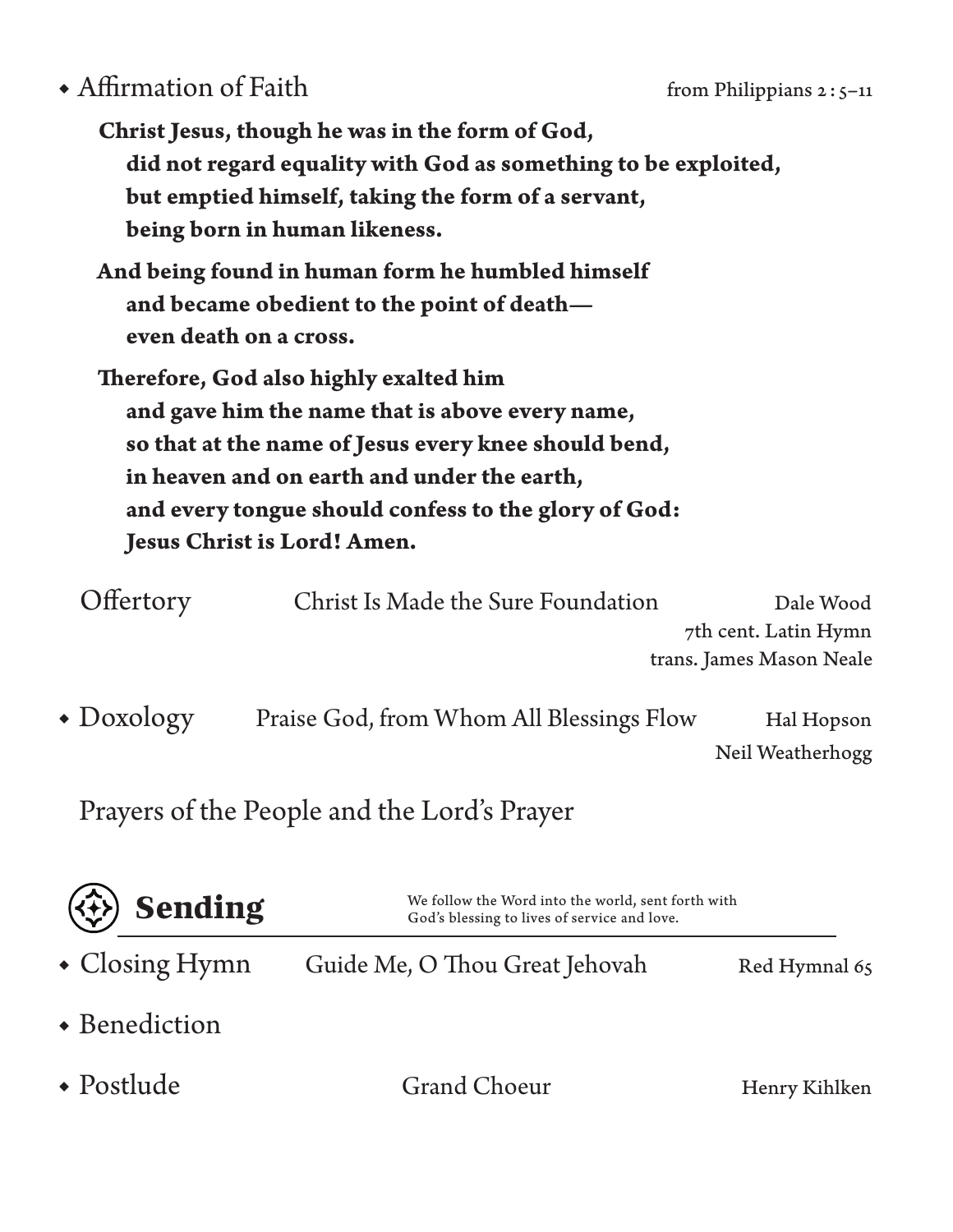◆ Affirmation of Faith — from Philippians 2:5–11

**Christ Jesus, though he was in the form of God,**
**did not regard equality with God as something to be exploited,**
**but emptied himself, taking the form of a servant,**
**being born in human likeness.**

**And being found in human form he humbled himself**
**and became obedient to the point of death—**
**even death on a cross.**

**Therefore, God also highly exalted him**
**and gave him the name that is above every name,**
**so that at the name of Jesus every knee should bend,**
**in heaven and on earth and under the earth,**
**and every tongue should confess to the glory of God:**
**Jesus Christ is Lord! Amen.**

Offertory — Christ Is Made the Sure Foundation — Dale Wood
7th cent. Latin Hymn
trans. James Mason Neale

◆ Doxology — Praise God, from Whom All Blessings Flow — Hal Hopson
Neil Weatherhogg

Prayers of the People and the Lord's Prayer

## Sending

We follow the Word into the world, sent forth with God's blessing to lives of service and love.

◆ Closing Hymn — Guide Me, O Thou Great Jehovah — Red Hymnal 65

◆ Benediction

◆ Postlude — Grand Choeur — Henry Kihlken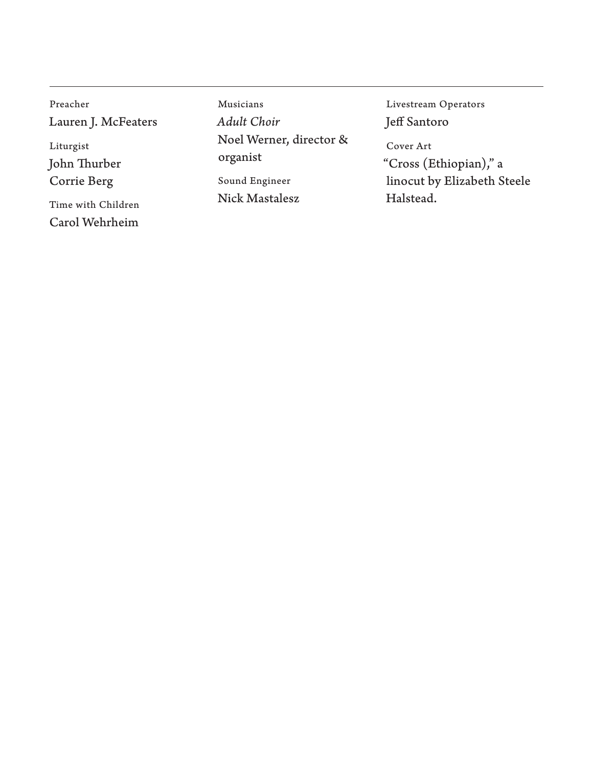---

Preacher
Lauren J. McFeaters

Liturgist
John Thurber
Corrie Berg

Time with Children
Carol Wehrheim

Musicians
*Adult Choir*
Noel Werner, director & organist

Sound Engineer
Nick Mastalesz

Livestream Operators
Jeff Santoro

Cover Art
"Cross (Ethiopian)," a linocut by Elizabeth Steele Halstead.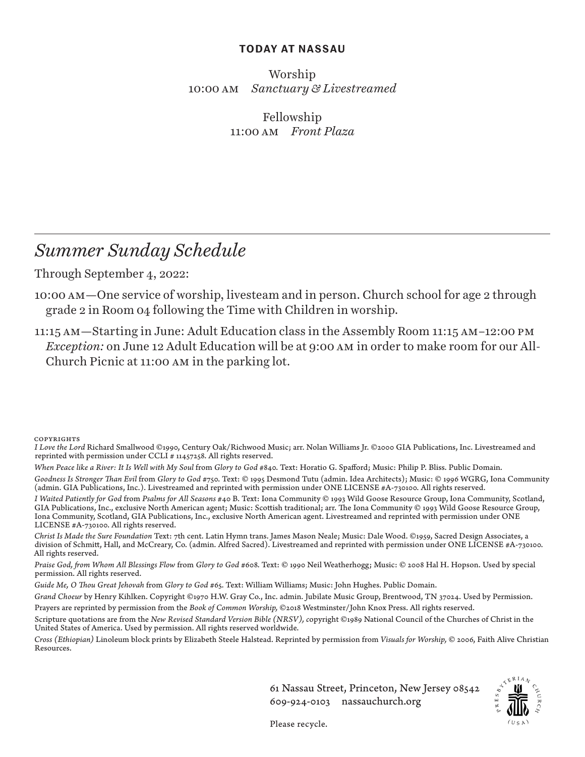**TODAY AT NASSAU**

Worship
10:00 AM *Sanctuary & Livestreamed*

Fellowship
11:00 AM *Front Plaza*

---

# *Summer Sunday Schedule*

Through September 4, 2022:

10:00 AM—One service of worship, livesteam and in person. Church school for age 2 through grade 2 in Room 04 following the Time with Children in worship.

11:15 AM—Starting in June: Adult Education class in the Assembly Room 11:15 AM–12:00 PM *Exception:* on June 12 Adult Education will be at 9:00 AM in order to make room for our All-Church Picnic at 11:00 AM in the parking lot.

COPYRIGHTS

*I Love the Lord* Richard Smallwood ©1990, Century Oak/Richwood Music; arr. Nolan Williams Jr. ©2000 GIA Publications, Inc. Livestreamed and reprinted with permission under CCLI # 11457258. All rights reserved.

*When Peace like a River: It Is Well with My Soul* from *Glory to God* #840. Text: Horatio G. Spafford; Music: Philip P. Bliss. Public Domain.

*Goodness Is Stronger Than Evil* from *Glory to God* #750. Text: © 1995 Desmond Tutu (admin. Idea Architects); Music: © 1996 WGRG, Iona Community (admin. GIA Publications, Inc.). Livestreamed and reprinted with permission under ONE LICENSE #A-730100. All rights reserved.

*I Waited Patiently for God* from *Psalms for All Seasons* #40 B. Text: Iona Community © 1993 Wild Goose Resource Group, Iona Community, Scotland, GIA Publications, Inc., exclusive North American agent; Music: Scottish traditional; arr. The Iona Community © 1993 Wild Goose Resource Group, Iona Community, Scotland, GIA Publications, Inc., exclusive North American agent. Livestreamed and reprinted with permission under ONE LICENSE #A-730100. All rights reserved.

*Christ Is Made the Sure Foundation* Text: 7th cent. Latin Hymn trans. James Mason Neale; Music: Dale Wood. ©1959, Sacred Design Associates, a division of Schmitt, Hall, and McCreary, Co. (admin. Alfred Sacred). Livestreamed and reprinted with permission under ONE LICENSE #A-730100. All rights reserved.

*Praise God, from Whom All Blessings Flow* from *Glory to God* #608. Text: © 1990 Neil Weatherhogg; Music: © 2008 Hal H. Hopson. Used by special permission. All rights reserved.

*Guide Me, O Thou Great Jehovah* from *Glory to God* #65. Text: William Williams; Music: John Hughes. Public Domain.

*Grand Choeur* by Henry Kihlken. Copyright ©1970 H.W. Gray Co., Inc. admin. Jubilate Music Group, Brentwood, TN 37024. Used by Permission.

Prayers are reprinted by permission from the *Book of Common Worship,* ©2018 Westminster/John Knox Press. All rights reserved.

Scripture quotations are from the *New Revised Standard Version Bible (NRSV),* copyright ©1989 National Council of the Churches of Christ in the United States of America. Used by permission. All rights reserved worldwide.

*Cross (Ethiopian)* Linoleum block prints by Elizabeth Steele Halstead. Reprinted by permission from *Visuals for Worship,* © 2006, Faith Alive Christian Resources.

61 Nassau Street, Princeton, New Jersey 08542
609-924-0103 nassauchurch.org

Please recycle.